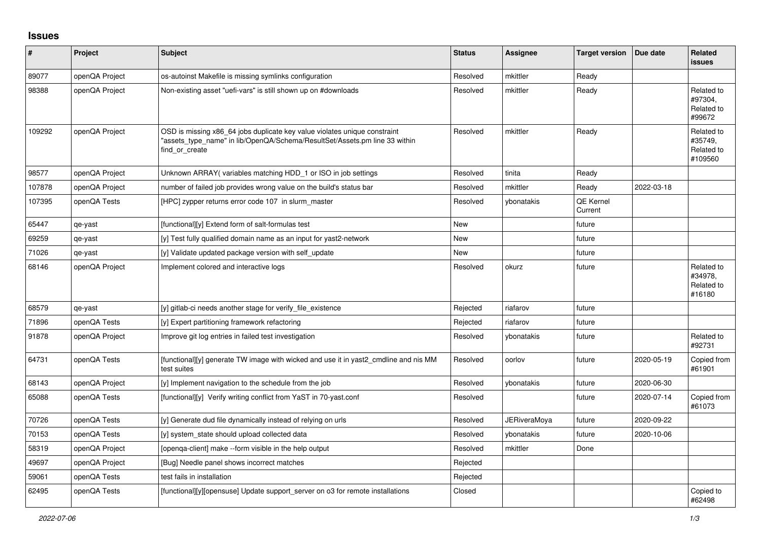# Issues

| # | Project | Subject | Status | Assignee | Target version | Due date | Related issues |
|---|---|---|---|---|---|---|---|
| 89077 | openQA Project | os-autoinst Makefile is missing symlinks configuration | Resolved | mkittler | Ready | | |
| 98388 | openQA Project | Non-existing asset "uefi-vars" is still shown up on #downloads | Resolved | mkittler | Ready | | Related to #97304, Related to #99672 |
| 109292 | openQA Project | OSD is missing x86_64 jobs duplicate key value violates unique constraint "assets_type_name" in lib/OpenQA/Schema/ResultSet/Assets.pm line 33 within find_or_create | Resolved | mkittler | Ready | | Related to #35749, Related to #109560 |
| 98577 | openQA Project | Unknown ARRAY( variables matching HDD_1 or ISO in job settings | Resolved | tinita | Ready | | |
| 107878 | openQA Project | number of failed job provides wrong value on the build's status bar | Resolved | mkittler | Ready | 2022-03-18 | |
| 107395 | openQA Tests | [HPC] zypper returns error code 107 in slurm_master | Resolved | ybonatakis | QE Kernel Current | | |
| 65447 | qe-yast | [functional][y] Extend form of salt-formulas test | New | | future | | |
| 69259 | qe-yast | [y] Test fully qualified domain name as an input for yast2-network | New | | future | | |
| 71026 | qe-yast | [y] Validate updated package version with self_update | New | | future | | |
| 68146 | openQA Project | Implement colored and interactive logs | Resolved | okurz | future | | Related to #34978, Related to #16180 |
| 68579 | qe-yast | [y] gitlab-ci needs another stage for verify_file_existence | Rejected | riafarov | future | | |
| 71896 | openQA Tests | [y] Expert partitioning framework refactoring | Rejected | riafarov | future | | |
| 91878 | openQA Project | Improve git log entries in failed test investigation | Resolved | ybonatakis | future | | Related to #92731 |
| 64731 | openQA Tests | [functional][y] generate TW image with wicked and use it in yast2_cmdline and nis MM test suites | Resolved | oorlov | future | 2020-05-19 | Copied from #61901 |
| 68143 | openQA Project | [y] Implement navigation to the schedule from the job | Resolved | ybonatakis | future | 2020-06-30 | |
| 65088 | openQA Tests | [functional][y] Verify writing conflict from YaST in 70-yast.conf | Resolved | | future | 2020-07-14 | Copied from #61073 |
| 70726 | openQA Tests | [y] Generate dud file dynamically instead of relying on urls | Resolved | JERiveraMoya | future | 2020-09-22 | |
| 70153 | openQA Tests | [y] system_state should upload collected data | Resolved | ybonatakis | future | 2020-10-06 | |
| 58319 | openQA Project | [openqa-client] make --form visible in the help output | Resolved | mkittler | Done | | |
| 49697 | openQA Project | [Bug] Needle panel shows incorrect matches | Rejected | | | | |
| 59061 | openQA Tests | test fails in installation | Rejected | | | | |
| 62495 | openQA Tests | [functional][y][opensuse] Update support_server on o3 for remote installations | Closed | | | | Copied to #62498 |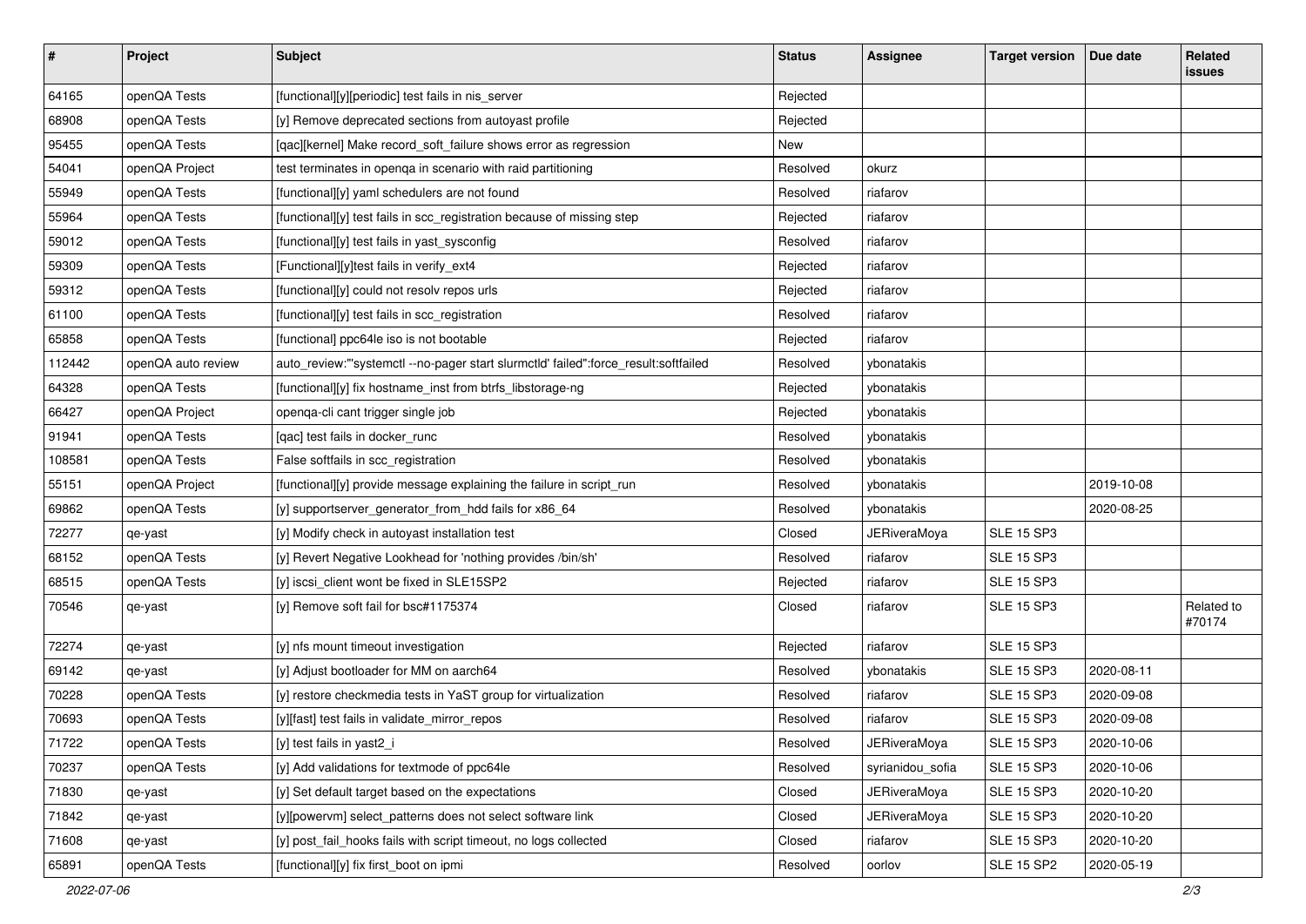| # | Project | Subject | Status | Assignee | Target version | Due date | Related issues |
|---|---|---|---|---|---|---|---|
| 64165 | openQA Tests | [functional][y][periodic] test fails in nis_server | Rejected | | | | |
| 68908 | openQA Tests | [y] Remove deprecated sections from autoyast profile | Rejected | | | | |
| 95455 | openQA Tests | [qac][kernel] Make record_soft_failure shows error as regression | New | | | | |
| 54041 | openQA Project | test terminates in openqa in scenario with raid partitioning | Resolved | okurz | | | |
| 55949 | openQA Tests | [functional][y] yaml schedulers are not found | Resolved | riafarov | | | |
| 55964 | openQA Tests | [functional][y] test fails in scc_registration because of missing step | Rejected | riafarov | | | |
| 59012 | openQA Tests | [functional][y] test fails in yast_sysconfig | Resolved | riafarov | | | |
| 59309 | openQA Tests | [Functional][y]test fails in verify_ext4 | Rejected | riafarov | | | |
| 59312 | openQA Tests | [functional][y] could not resolv repos urls | Rejected | riafarov | | | |
| 61100 | openQA Tests | [functional][y] test fails in scc_registration | Resolved | riafarov | | | |
| 65858 | openQA Tests | [functional] ppc64le iso is not bootable | Rejected | riafarov | | | |
| 112442 | openQA auto review | auto_review:"'systemctl --no-pager start slurmctld' failed":force_result:softfailed | Resolved | ybonatakis | | | |
| 64328 | openQA Tests | [functional][y] fix hostname_inst from btrfs_libstorage-ng | Rejected | ybonatakis | | | |
| 66427 | openQA Project | openqa-cli cant trigger single job | Rejected | ybonatakis | | | |
| 91941 | openQA Tests | [qac] test fails in docker_runc | Resolved | ybonatakis | | | |
| 108581 | openQA Tests | False softfails in scc_registration | Resolved | ybonatakis | | | |
| 55151 | openQA Project | [functional][y] provide message explaining the failure in script_run | Resolved | ybonatakis | | 2019-10-08 | |
| 69862 | openQA Tests | [y] supportserver_generator_from_hdd fails for x86_64 | Resolved | ybonatakis | | 2020-08-25 | |
| 72277 | qe-yast | [y] Modify check in autoyast installation test | Closed | JERiveraMoya | SLE 15 SP3 | | |
| 68152 | openQA Tests | [y] Revert Negative Lookhead for 'nothing provides /bin/sh' | Resolved | riafarov | SLE 15 SP3 | | |
| 68515 | openQA Tests | [y] iscsi_client wont be fixed in SLE15SP2 | Rejected | riafarov | SLE 15 SP3 | | |
| 70546 | qe-yast | [y] Remove soft fail for bsc#1175374 | Closed | riafarov | SLE 15 SP3 | | Related to #70174 |
| 72274 | qe-yast | [y] nfs mount timeout investigation | Rejected | riafarov | SLE 15 SP3 | | |
| 69142 | qe-yast | [y] Adjust bootloader for MM on aarch64 | Resolved | ybonatakis | SLE 15 SP3 | 2020-08-11 | |
| 70228 | openQA Tests | [y] restore checkmedia tests in YaST group for virtualization | Resolved | riafarov | SLE 15 SP3 | 2020-09-08 | |
| 70693 | openQA Tests | [y][fast] test fails in validate_mirror_repos | Resolved | riafarov | SLE 15 SP3 | 2020-09-08 | |
| 71722 | openQA Tests | [y] test fails in yast2_i | Resolved | JERiveraMoya | SLE 15 SP3 | 2020-10-06 | |
| 70237 | openQA Tests | [y] Add validations for textmode of ppc64le | Resolved | syrianidou_sofia | SLE 15 SP3 | 2020-10-06 | |
| 71830 | qe-yast | [y] Set default target based on the expectations | Closed | JERiveraMoya | SLE 15 SP3 | 2020-10-20 | |
| 71842 | qe-yast | [y][powervm] select_patterns does not select software link | Closed | JERiveraMoya | SLE 15 SP3 | 2020-10-20 | |
| 71608 | qe-yast | [y] post_fail_hooks fails with script timeout, no logs collected | Closed | riafarov | SLE 15 SP3 | 2020-10-20 | |
| 65891 | openQA Tests | [functional][y] fix first_boot on ipmi | Resolved | oorlov | SLE 15 SP2 | 2020-05-19 | |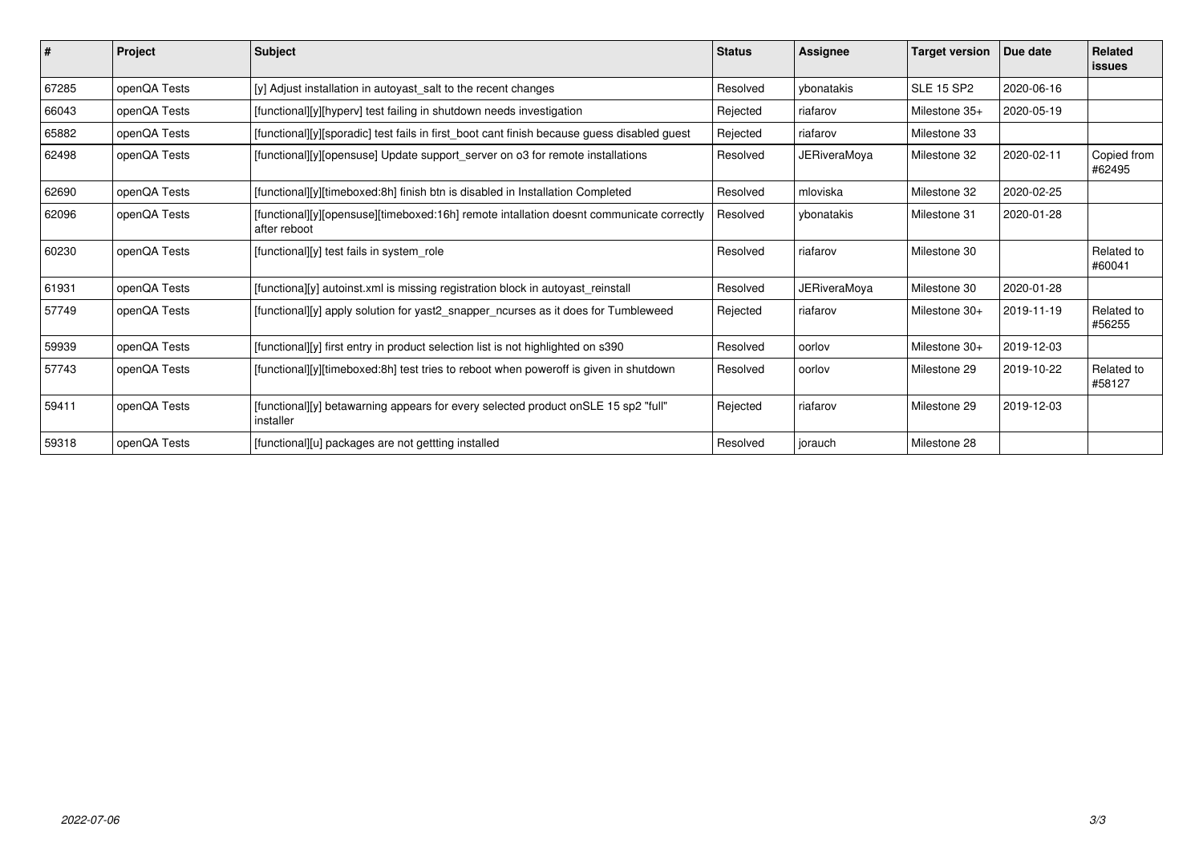| # | Project | Subject | Status | Assignee | Target version | Due date | Related issues |
|---|---|---|---|---|---|---|---|
| 67285 | openQA Tests | [y] Adjust installation in autoyast_salt to the recent changes | Resolved | ybonatakis | SLE 15 SP2 | 2020-06-16 | |
| 66043 | openQA Tests | [functional][y][hyperv] test failing in shutdown needs investigation | Rejected | riafarov | Milestone 35+ | 2020-05-19 | |
| 65882 | openQA Tests | [functional][y][sporadic] test fails in first_boot cant finish because guess disabled guest | Rejected | riafarov | Milestone 33 | | |
| 62498 | openQA Tests | [functional][y][opensuse] Update support_server on o3 for remote installations | Resolved | JERiveraMoya | Milestone 32 | 2020-02-11 | Copied from #62495 |
| 62690 | openQA Tests | [functional][y][timeboxed:8h] finish btn is disabled in Installation Completed | Resolved | mloviska | Milestone 32 | 2020-02-25 | |
| 62096 | openQA Tests | [functional][y][opensuse][timeboxed:16h] remote intallation doesnt communicate correctly after reboot | Resolved | ybonatakis | Milestone 31 | 2020-01-28 | |
| 60230 | openQA Tests | [functional][y] test fails in system_role | Resolved | riafarov | Milestone 30 | | Related to #60041 |
| 61931 | openQA Tests | [functiona][y] autoinst.xml is missing registration block in autoyast_reinstall | Resolved | JERiveraMoya | Milestone 30 | 2020-01-28 | |
| 57749 | openQA Tests | [functional][y] apply solution for yast2_snapper_ncurses as it does for Tumbleweed | Rejected | riafarov | Milestone 30+ | 2019-11-19 | Related to #56255 |
| 59939 | openQA Tests | [functional][y] first entry in product selection list is not highlighted on s390 | Resolved | oorlov | Milestone 30+ | 2019-12-03 | |
| 57743 | openQA Tests | [functional][y][timeboxed:8h] test tries to reboot when poweroff is given in shutdown | Resolved | oorlov | Milestone 29 | 2019-10-22 | Related to #58127 |
| 59411 | openQA Tests | [functional][y] betawarning appears for every selected product onSLE 15 sp2 "full" installer | Rejected | riafarov | Milestone 29 | 2019-12-03 | |
| 59318 | openQA Tests | [functional][u] packages are not gettting installed | Resolved | jorauch | Milestone 28 | | |